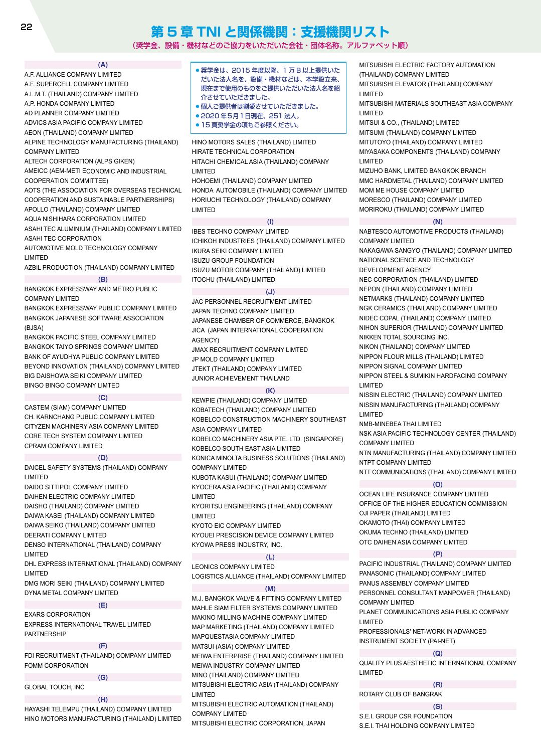# 第５章 TNI と関係機関：支援機関リスト

（奨学金、設備・機材などのご協力をいただいた会社・団体名称。アルファベット順）

- 奨学金は、2015 年度以降、１万 B 以上提供いただいた法人名を、設備・機材などは、本学設立来、現在まで使用のものをご提供いただいた法人名を紹介させていただきました。
- 個人ご提供者は割愛させていただきました。
- 2020 年５月１日現在、251 法人。
- 15 頁奨学金の項もご参照ください。

### (A)

A.F. ALLIANCE COMPANY LIMITED
A.F. SUPERCELL COMPANY LIMITED
A.L.M.T. (THAILAND) COMPANY LIMITED
A.P. HONDA COMPANY LIMITED
AD PLANNER COMPANY LIMITED
ADVICS ASIA PACIFIC COMPANY LIMITED
AEON (THAILAND) COMPANY LIMITED
ALPINE TECHNOLOGY MANUFACTURING (THAILAND) COMPANY LIMITED
ALTECH CORPORATION (ALPS GIKEN)
AMEICC (AEM-METI ECONOMIC AND INDUSTRIAL COOPERATION COMMITTEE)
AOTS (THE ASSOCIATION FOR OVERSEAS TECHNICAL COOPERATION AND SUSTAINABLE PARTNERSHIPS)
APOLLO (THAILAND) COMPANY LIMITED
AQUA NISHIHARA CORPORATION LIMITED
ASAHI TEC ALUMINIUM (THAILAND) COMPANY LIMITED
ASAHI TEC CORPORATION
AUTOMOTIVE MOLD TECHNOLOGY COMPANY LIMITED
AZBIL PRODUCTION (THAILAND) COMPANY LIMITED

### (B)

BANGKOK EXPRESSWAY AND METRO PUBLIC COMPANY LIMITED
BANGKOK EXPRESSWAY PUBLIC COMPANY LIMITED
BANGKOK JAPANESE SOFTWARE ASSOCIATION (BJSA)
BANGKOK PACIFIC STEEL COMPANY LIMITED
BANGKOK TAIYO SPRINGS COMPANY LIMITED
BANK OF AYUDHYA PUBLIC COMPANY LIMITED
BEYOND INNOVATION (THAILAND) COMPANY LIMITED
BIG DAISHOWA SEIKI COMPANY LIMITED
BINGO BINGO COMPANY LIMTED

### (C)

CASTEM (SIAM) COMPANY LIMITED
CH. KARNCHANG PUBLIC COMPANY LIMITED
CITYZEN MACHINERY ASIA COMPANY LIMITED
CORE TECH SYSTEM COMPANY LIMITED
CPRAM COMPANY LIMITED

### (D)

DAICEL SAFETY SYSTEMS (THAILAND) COMPANY LIMITED
DAIDO SITTIPOL COMPANY LIMITED
DAIHEN ELECTRIC COMPANY LIMITED
DAISHO (THAILAND) COMPANY LIMITED
DAIWA KASEI (THAILAND) COMPANY LIMITED
DAIWA SEIKO (THAILAND) COMPANY LIMITED
DEERATI COMPANY LIMITED
DENSO INTERNATIONAL (THAILAND) COMPANY LIMITED
DHL EXPRESS INTERNATIONAL (THAILAND) COMPANY LIMITED
DMG MORI SEIKI (THAILAND) COMPANY LIMITED
DYNA METAL COMPANY LIMITED

### (E)

EXARS CORPORATION
EXPRESS INTERNATIONAL TRAVEL LIMITED PARTNERSHIP

### (F)

FDI RECRUITMENT (THAILAND) COMPANY LIMITED
FOMM CORPORATION

### (G)

GLOBAL TOUCH, INC

### (H)

HAYASHI TELEMPU (THAILAND) COMPANY LIMITED
HINO MOTORS MANUFACTURING (THAILAND) LIMITED
HINO MOTORS SALES (THAILAND) LIMITED
HIRATE TECHNICAL CORPORATION
HITACHI CHEMICAL ASIA (THAILAND) COMPANY LIMITED
HOHOEMI (THAILAND) COMPANY LIMITED
HONDA AUTOMOBILE (THAILAND) COMPANY LIMITED
HORIUCHI TECHNOLOGY (THAILAND) COMPANY LIMITED

### (I)

IBES TECHNO COMPANY LIMITED
ICHIKOH INDUSTRIES (THAILAND) COMPANY LIMTED
IKURA SEIKI COMPANY LIMITED
ISUZU GROUP FOUNDATION
ISUZU MOTOR COMPANY (THAILAND) LIMITED
ITOCHU (THAILAND) LIMITED

### (J)

JAC PERSONNEL RECRUITMENT LIMITED
JAPAN TECHNO COMPANY LIMITED
JAPANESE CHAMBER OF COMMERCE, BANGKOK
JICA (JAPAN INTERNATIONAL COOPERATION AGENCY)
JMAX RECRUITMENT COMPANY LIMTED
JP MOLD COMPANY LIMITED
JTEKT (THAILAND) COMPANY LIMITED
JUNIOR ACHIEVEMENT THAILAND

### (K)

KEWPIE (THAILAND) COMPANY LIMITED
KOBATECH (THAILAND) COMPANY LIMITED
KOBELCO CONSTRUCTION MACHINERY SOUTHEAST ASIA COMPANY LIMITED
KOBELCO MACHINERY ASIA PTE. LTD. (SINGAPORE)
KOBELCO SOUTH EAST ASIA LIMITED
KONICA MINOLTA BUSINESS SOLUTIONS (THAILAND) COMPANY LIMITED
KUBOTA KASUI (THAILAND) COMPANY LIMITED
KYOCERA ASIA PACIFIC (THAILAND) COMPANY LIMITED
KYORITSU ENGINEERING (THAILAND) COMPANY LIMITED
KYOTO EIC COMPANY LIMITED
KYOUEI PRESCISION DEVICE COMPANY LIMITED
KYOWA PRESS INDUSTRY, INC.

### (L)

LEONICS COMPANY LIMITED
LOGISTICS ALLIANCE (THAILAND) COMPANY LIMITED

### (M)

M.J. BANGKOK VALVE & FITTING COMPANY LIMITED
MAHLE SIAM FILTER SYSTEMS COMPANY LIMITED
MAKINO MILLING MACHINE COMPANY LIMITED
MAP MARKETING (THAILAND) COMPANY LIMITED
MAPQUESTASIA COMPANY LIMITED
MATSUI (ASIA) COMPANY LIMITED
MEIWA ENTERPRISE (THAILAND) COMPANY LIMITED
MEIWA INDUSTRY COMPANY LIMITED
MINO (THAILAND) COMPANY LIMITED
MITSUBISHI ELECTRIC ASIA (THAILAND) COMPANY LIMITED
MITSUBISHI ELECTRIC AUTOMATION (THAILAND) COMPANY LIMITED
MITSUBISHI ELECTRIC CORPORATION, JAPAN
MITSUBISHI ELECTRIC FACTORY AUTOMATION (THAILAND) COMPANY LIMITED
MITSUBISHI ELEVATOR (THAILAND) COMPANY LIMITED
MITSUBISHI MATERIALS SOUTHEAST ASIA COMPANY LIMITED
MITSUI & CO., (THAILAND) LIMITED
MITSUMI (THAILAND) COMPANY LIMITED
MITUTOYO (THAILAND) COMPANY LIMITED
MIYASAKA COMPONENTS (THAILAND) COMPANY LIMITED
MIZUHO BANK, LIMITED BANGKOK BRANCH
MMC HARDMETAL (THAILAND) COMPANY LIMITED
MOM ME HOUSE COMPANY LIMITED
MORESCO (THAILAND) COMPANY LIMITED
MORIROKU (THAILAND) COMPANY LIMITED

### (N)

NABTESCO AUTOMOTIVE PRODUCTS (THAILAND) COMPANY LIMITED
NAKAGAWA SANGYO (THAILAND) COMPANY LIMITED
NATIONAL SCIENCE AND TECHNOLOGY DEVELOPMENT AGENCY
NEC CORPORATION (THAILAND) LIMITED
NEPON (THAILAND) COMPANY LIMITED
NETMARKS (THAILAND) COMPANY LIMITED
NGK CERAMICS (THAILAND) COMPANY LIMITED
NIDEC COPAL (THAILAND) COMPANY LIMITED
NIHON SUPERIOR (THAILAND) COMPANY LIMITED
NIKKEN TOTAL SOURCING INC.
NIKON (THAILAND) COMPANY LIMITED
NIPPON FLOUR MILLS (THAILAND) LIMITED
NIPPON SIGNAL COMPANY LIMITED
NIPPON STEEL & SUMIKIN HARDFACING COMPANY LIMITED
NISSIN ELECTRIC (THAILAND) COMPANY LIMITED
NISSIN MANUFACTURING (THAILAND) COMPANY LIMITED
NMB-MINEBEA THAI LIMITED
NSK ASIA PACIFIC TECHNOLOGY CENTER (THAILAND) COMPANY LIMITED
NTN MANUFACTURING (THAILAND) COMPANY LIMITED
NTPT COMPANY LIMITED
NTT COMMUNICATIONS (THAILAND) COMPANY LIMITED

### (O)

OCEAN LIFE INSURANCE COMPANY LIMITED
OFFICE OF THE HIGHER EDUCATION COMMISSION
OJI PAPER (THAILAND) LIMITED
OKAMOTO (THAI) COMPANY LIMITED
OKUMA TECHNO (THAILAND) LIMITED
OTC DAIHEN ASIA COMPANY LIMITED

### (P)

PACIFIC INDUSTRIAL (THAILAND) COMPANY LIMITED
PANASONIC (THAILAND) COMPANY LIMITED
PANUS ASSEMBLY COMPANY LIMITED
PERSONNEL CONSULTANT MANPOWER (THAILAND) COMPANY LIMITED
PLANET COMMUNICATIONS ASIA PUBLIC COMPANY LIMITED
PROFESSIONALS' NET-WORK IN ADVANCED INSTRUMENT SOCIETY (PAI-NET)

### (Q)

QUALITY PLUS AESTHETIC INTERNATIONAL COMPANY LIMITED

### (R)

ROTARY CLUB OF BANGRAK

### (S)

S.E.I. GROUP CSR FOUNDATION
S.E.I. THAI HOLDING COMPANY LIMITED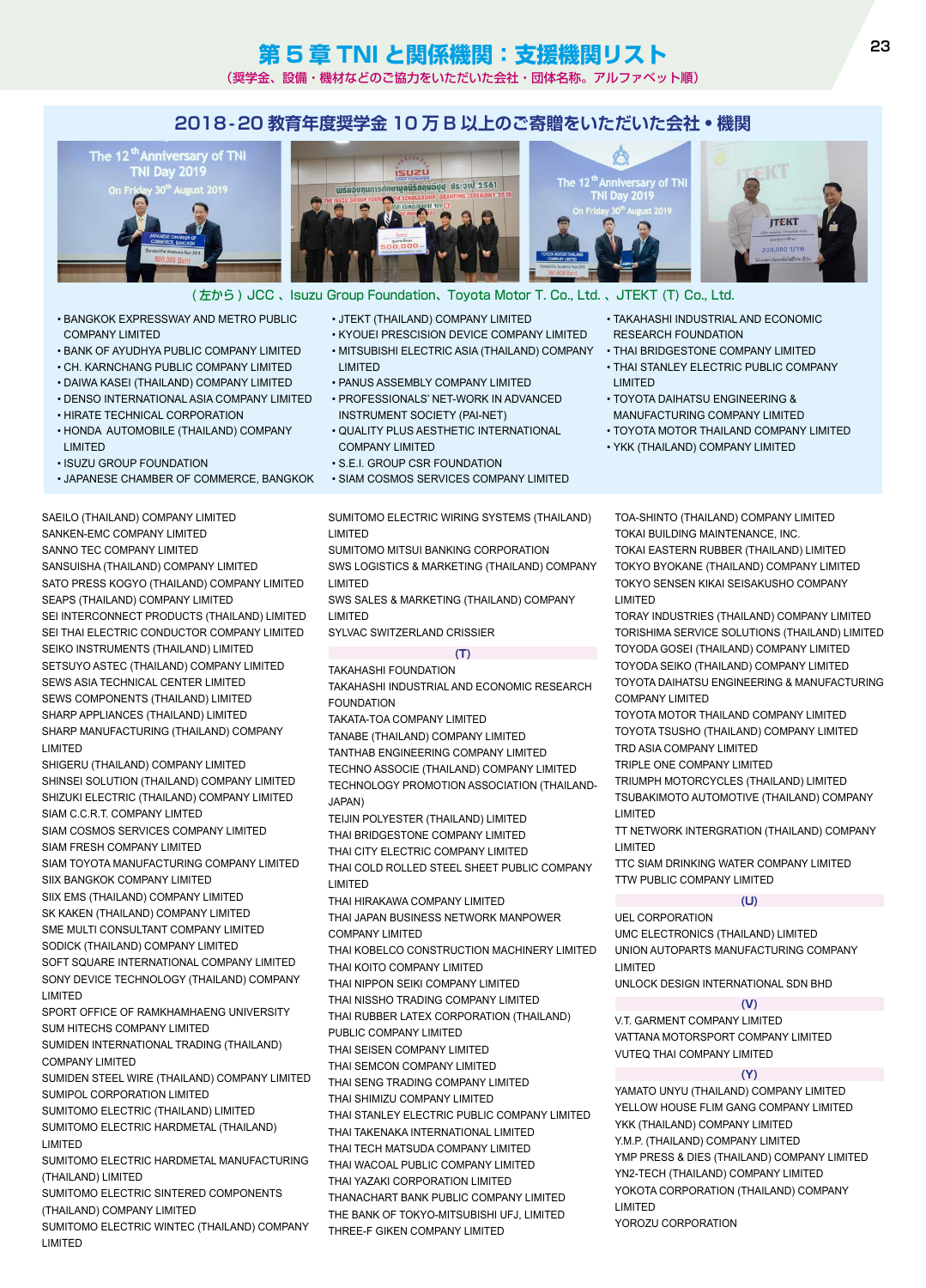# 第５章 TNI と関係機関：支援機関リスト

（奨学金、設備・機材などのご協力をいただいた会社・団体名称。アルファベット順）

## 2018-20 教育年度奨学金 10 万 B 以上のご寄贈をいただいた会社・機関

（左から）JCC 、Isuzu Group Foundation、Toyota Motor T. Co., Ltd. 、JTEKT (T) Co., Ltd.

- BANGKOK EXPRESSWAY AND METRO PUBLIC COMPANY LIMITED
- BANK OF AYUDHYA PUBLIC COMPANY LIMITED
- CH. KARNCHANG PUBLIC COMPANY LIMITED
- DAIWA KASEI (THAILAND) COMPANY LIMITED
- DENSO INTERNATIONAL ASIA COMPANY LIMITED
- HIRATE TECHNICAL CORPORATION
- HONDA AUTOMOBILE (THAILAND) COMPANY LIMITED
- ISUZU GROUP FOUNDATION
- JAPANESE CHAMBER OF COMMERCE, BANGKOK
- JTEKT (THAILAND) COMPANY LIMITED
- KYOUEI PRESCISION DEVICE COMPANY LIMITED
- MITSUBISHI ELECTRIC ASIA (THAILAND) COMPANY LIMITED
- PANUS ASSEMBLY COMPANY LIMITED
- PROFESSIONALS' NET-WORK IN ADVANCED INSTRUMENT SOCIETY (PAI-NET)
- QUALITY PLUS AESTHETIC INTERNATIONAL COMPANY LIMITED
- S.E.I. GROUP CSR FOUNDATION
- SIAM COSMOS SERVICES COMPANY LIMITED
- TAKAHASHI INDUSTRIAL AND ECONOMIC RESEARCH FOUNDATION
- THAI BRIDGESTONE COMPANY LIMITED
- THAI STANLEY ELECTRIC PUBLIC COMPANY LIMITED
- TOYOTA DAIHATSU ENGINEERING & MANUFACTURING COMPANY LIMITED
- TOYOTA MOTOR THAILAND COMPANY LIMITED
- YKK (THAILAND) COMPANY LIMITED

SAEILO (THAILAND) COMPANY LIMITED
SANKEN-EMC COMPANY LIMITED
SANNO TEC COMPANY LIMITED
SANSUISHA (THAILAND) COMPANY LIMITED
SATO PRESS KOGYO (THAILAND) COMPANY LIMITED
SEAPS (THAILAND) COMPANY LIMITED
SEI INTERCONNECT PRODUCTS (THAILAND) LIMITED
SEI THAI ELECTRIC CONDUCTOR COMPANY LIMITED
SEIKO INSTRUMENTS (THAILAND) LIMITED
SETSUYO ASTEC (THAILAND) COMPANY LIMITED
SEWS ASIA TECHNICAL CENTER LIMITED
SEWS COMPONENTS (THAILAND) LIMITED
SHARP APPLIANCES (THAILAND) LIMITED
SHARP MANUFACTURING (THAILAND) COMPANY LIMITED
SHIGERU (THAILAND) COMPANY LIMITED
SHINSEI SOLUTION (THAILAND) COMPANY LIMITED
SHIZUKI ELECTRIC (THAILAND) COMPANY LIMITED
SIAM C.C.R.T. COMPANY LIMTED
SIAM COSMOS SERVICES COMPANY LIMITED
SIAM FRESH COMPANY LIMITED
SIAM TOYOTA MANUFACTURING COMPANY LIMITED
SIIX BANGKOK COMPANY LIMITED
SIIX EMS (THAILAND) COMPANY LIMITED
SK KAKEN (THAILAND) COMPANY LIMITED
SME MULTI CONSULTANT COMPANY LIMITED
SODICK (THAILAND) COMPANY LIMITED
SOFT SQUARE INTERNATIONAL COMPANY LIMITED
SONY DEVICE TECHNOLOGY (THAILAND) COMPANY LIMITED
SPORT OFFICE OF RAMKHAMHAENG UNIVERSITY
SUM HITECHS COMPANY LIMITED
SUMIDEN INTERNATIONAL TRADING (THAILAND) COMPANY LIMITED
SUMIDEN STEEL WIRE (THAILAND) COMPANY LIMITED
SUMIPOL CORPORATION LIMITED
SUMITOMO ELECTRIC (THAILAND) LIMITED
SUMITOMO ELECTRIC HARDMETAL (THAILAND) LIMITED
SUMITOMO ELECTRIC HARDMETAL MANUFACTURING (THAILAND) LIMITED
SUMITOMO ELECTRIC SINTERED COMPONENTS (THAILAND) COMPANY LIMITED
SUMITOMO ELECTRIC WINTEC (THAILAND) COMPANY LIMITED
SUMITOMO ELECTRIC WIRING SYSTEMS (THAILAND) LIMITED
SUMITOMO MITSUI BANKING CORPORATION
SWS LOGISTICS & MARKETING (THAILAND) COMPANY LIMITED
SWS SALES & MARKETING (THAILAND) COMPANY LIMITED
SYLVAC SWITZERLAND CRISSIER

**(T)**

TAKAHASHI FOUNDATION
TAKAHASHI INDUSTRIAL AND ECONOMIC RESEARCH FOUNDATION
TAKATA-TOA COMPANY LIMITED
TANABE (THAILAND) COMPANY LIMITED
TANTHAB ENGINEERING COMPANY LIMITED
TECHNO ASSOCIE (THAILAND) COMPANY LIMITED
TECHNOLOGY PROMOTION ASSOCIATION (THAILAND-JAPAN)
TEIJIN POLYESTER (THAILAND) LIMITED
THAI BRIDGESTONE COMPANY LIMITED
THAI CITY ELECTRIC COMPANY LIMITED
THAI COLD ROLLED STEEL SHEET PUBLIC COMPANY LIMITED
THAI HIRAKAWA COMPANY LIMITED
THAI JAPAN BUSINESS NETWORK MANPOWER COMPANY LIMITED
THAI KOBELCO CONSTRUCTION MACHINERY LIMITED
THAI KOITO COMPANY LIMITED
THAI NIPPON SEIKI COMPANY LIMITED
THAI NISSHO TRADING COMPANY LIMITED
THAI RUBBER LATEX CORPORATION (THAILAND) PUBLIC COMPANY LIMITED
THAI SEISEN COMPANY LIMITED
THAI SEMCON COMPANY LIMITED
THAI SENG TRADING COMPANY LIMITED
THAI SHIMIZU COMPANY LIMITED
THAI STANLEY ELECTRIC PUBLIC COMPANY LIMITED
THAI TAKENAKA INTERNATIONAL LIMITED
THAI TECH MATSUDA COMPANY LIMITED
THAI WACOAL PUBLIC COMPANY LIMITED
THAI YAZAKI CORPORATION COMPANY LIMITED
THANACHART BANK PUBLIC COMPANY LIMITED
THE BANK OF TOKYO-MITSUBISHI UFJ, LIMITED
THREE-F GIKEN COMPANY LIMITED
TOA-SHINTO (THAILAND) COMPANY LIMITED
TOKAI BUILDING MAINTENANCE, INC.
TOKAI EASTERN RUBBER (THAILAND) LIMITED
TOKYO BYOKANE (THAILAND) COMPANY LIMITED
TOKYO SENSEN KIKAI SEISAKUSHO COMPANY LIMITED
TORAY INDUSTRIES (THAILAND) COMPANY LIMITED
TORISHIMA SERVICE SOLUTIONS (THAILAND) LIMITED
TOYODA GOSEI (THAILAND) COMPANY LIMITED
TOYODA SEIKO (THAILAND) COMPANY LIMITED
TOYOTA DAIHATSU ENGINEERING & MANUFACTURING COMPANY LIMITED
TOYOTA MOTOR THAILAND COMPANY LIMITED
TOYOTA TSUSHO (THAILAND) COMPANY LIMITED
TRD ASIA COMPANY LIMITED
TRIPLE ONE COMPANY LIMITED
TRIUMPH MOTORCYCLES (THAILAND) LIMITED
TSUBAKIMOTO AUTOMOTIVE (THAILAND) COMPANY LIMITED
TT NETWORK INTERGRATION (THAILAND) COMPANY LIMITED
TTC SIAM DRINKING WATER COMPANY LIMITED
TTW PUBLIC COMPANY LIMITED

**(U)**

UEL CORPORATION
UMC ELECTRONICS (THAILAND) LIMITED
UNION AUTOPARTS MANUFACTURING COMPANY LIMITED
UNLOCK DESIGN INTERNATIONAL SDN BHD

**(V)**

V.T. GARMENT COMPANY LIMITED
VATTANA MOTORSPORT COMPANY LIMITED
VUTEQ THAI COMPANY LIMITED

**(Y)**

YAMATO UNYU (THAILAND) COMPANY LIMITED
YELLOW HOUSE FLIM GANG COMPANY LIMITED
YKK (THAILAND) COMPANY LIMITED
Y.M.P. (THAILAND) COMPANY LIMITED
YMP PRESS & DIES (THAILAND) COMPANY LIMITED
YN2-TECH (THAILAND) COMPANY LIMITED
YOKOTA CORPORATION (THAILAND) COMPANY LIMITED
YOROZU CORPORATION